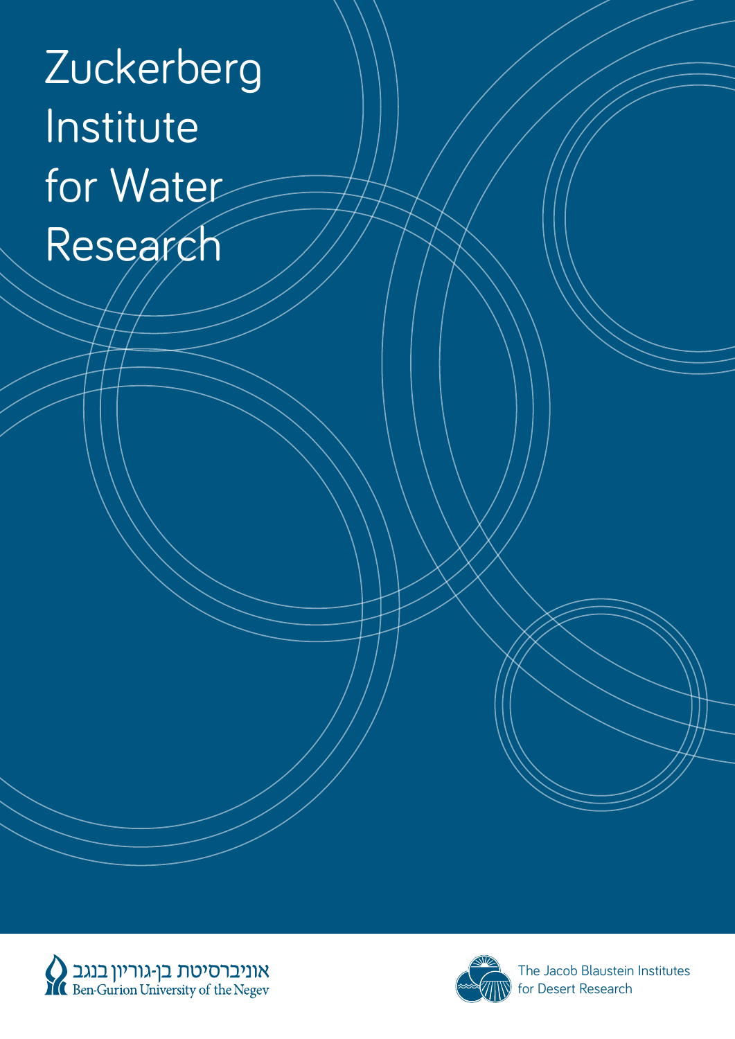# Zuckerberg Institute for Water Research

אוניברסיטת בן-גוריון בנגב
Ben-Gurion University of the Negev

The Jacob Blaustein Institutes for Desert Research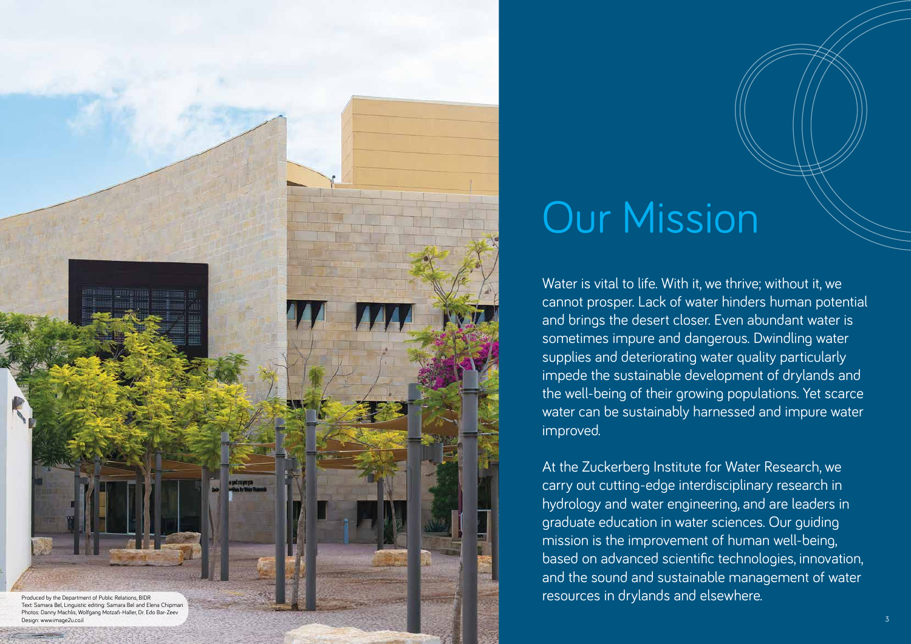Produced by the Department of Public Relations, BIDR
Text: Samara Bel, Linguistic editing: Samara Bel and Elena Chipman
Photos: Danny Machlis, Wolfgang Motzafi-Haller, Dr. Edo Bar-Zeev
Design: www.image2u.co.il

# Our Mission

Water is vital to life. With it, we thrive; without it, we cannot prosper. Lack of water hinders human potential and brings the desert closer. Even abundant water is sometimes impure and dangerous. Dwindling water supplies and deteriorating water quality particularly impede the sustainable development of drylands and the well-being of their growing populations. Yet scarce water can be sustainably harnessed and impure water improved.

At the Zuckerberg Institute for Water Research, we carry out cutting-edge interdisciplinary research in hydrology and water engineering, and are leaders in graduate education in water sciences. Our guiding mission is the improvement of human well-being, based on advanced scientific technologies, innovation, and the sound and sustainable management of water resources in drylands and elsewhere.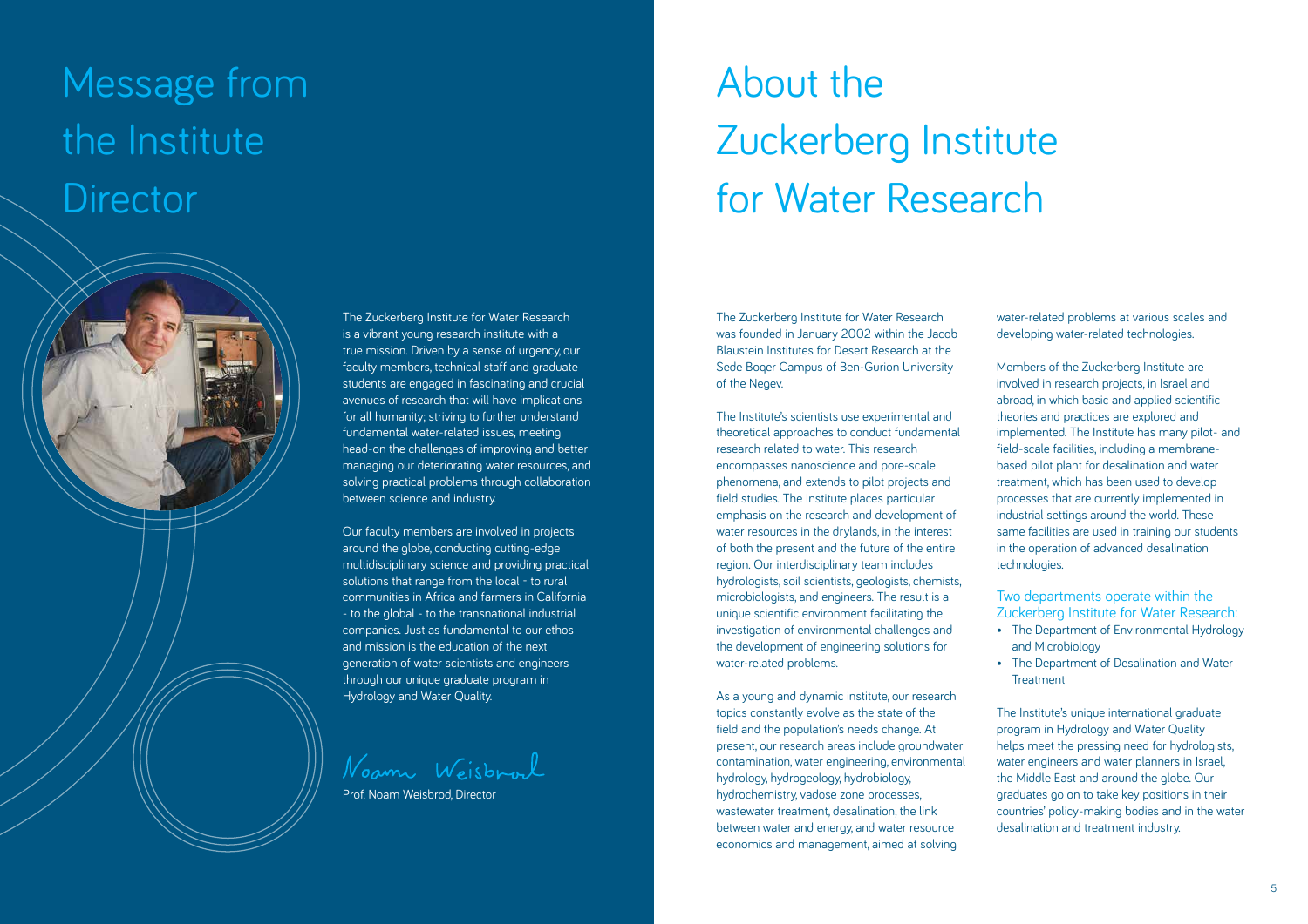# Message from the Institute Director

The Zuckerberg Institute for Water Research is a vibrant young research institute with a true mission. Driven by a sense of urgency, our faculty members, technical staff and graduate students are engaged in fascinating and crucial avenues of research that will have implications for all humanity; striving to further understand fundamental water-related issues, meeting head-on the challenges of improving and better managing our deteriorating water resources, and solving practical problems through collaboration between science and industry.

Our faculty members are involved in projects around the globe, conducting cutting-edge multidisciplinary science and providing practical solutions that range from the local - to rural communities in Africa and farmers in California - to the global - to the transnational industrial companies. Just as fundamental to our ethos and mission is the education of the next generation of water scientists and engineers through our unique graduate program in Hydrology and Water Quality.

*Noam Weisbrod*

Prof. Noam Weisbrod, Director

# About the Zuckerberg Institute for Water Research

The Zuckerberg Institute for Water Research was founded in January 2002 within the Jacob Blaustein Institutes for Desert Research at the Sede Boqer Campus of Ben-Gurion University of the Negev.

The Institute's scientists use experimental and theoretical approaches to conduct fundamental research related to water. This research encompasses nanoscience and pore-scale phenomena, and extends to pilot projects and field studies. The Institute places particular emphasis on the research and development of water resources in the drylands, in the interest of both the present and the future of the entire region. Our interdisciplinary team includes hydrologists, soil scientists, geologists, chemists, microbiologists, and engineers. The result is a unique scientific environment facilitating the investigation of environmental challenges and the development of engineering solutions for water-related problems.

As a young and dynamic institute, our research topics constantly evolve as the state of the field and the population's needs change. At present, our research areas include groundwater contamination, water engineering, environmental hydrology, hydrogeology, hydrobiology, hydrochemistry, vadose zone processes, wastewater treatment, desalination, the link between water and energy, and water resource economics and management, aimed at solving water-related problems at various scales and developing water-related technologies.

Members of the Zuckerberg Institute are involved in research projects, in Israel and abroad, in which basic and applied scientific theories and practices are explored and implemented. The Institute has many pilot- and field-scale facilities, including a membrane-based pilot plant for desalination and water treatment, which has been used to develop processes that are currently implemented in industrial settings around the world. These same facilities are used in training our students in the operation of advanced desalination technologies.

### Two departments operate within the Zuckerberg Institute for Water Research:

- The Department of Environmental Hydrology and Microbiology
- The Department of Desalination and Water Treatment

The Institute's unique international graduate program in Hydrology and Water Quality helps meet the pressing need for hydrologists, water engineers and water planners in Israel, the Middle East and around the globe. Our graduates go on to take key positions in their countries' policy-making bodies and in the water desalination and treatment industry.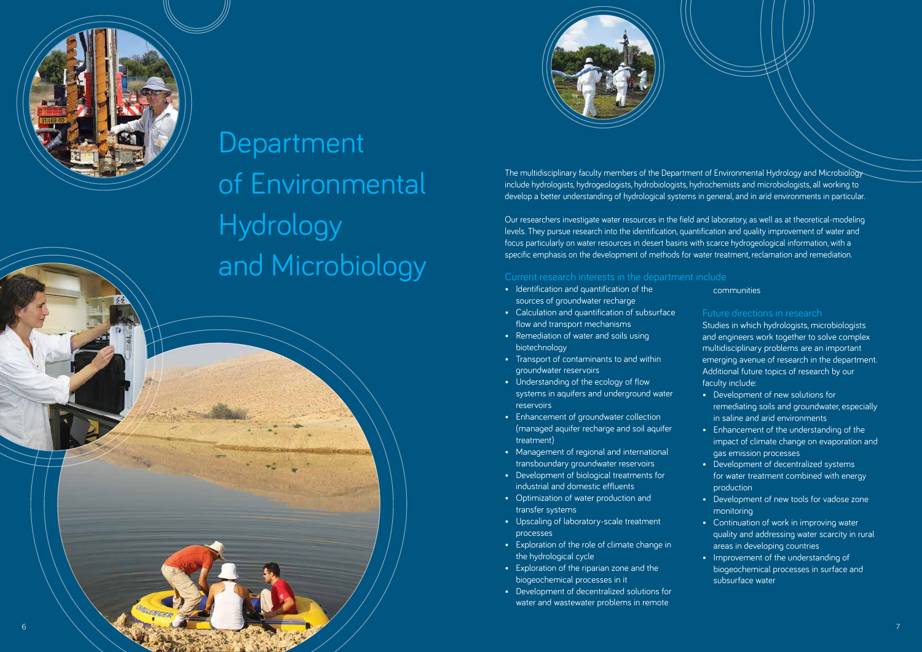# Department of Environmental Hydrology and Microbiology

The multidisciplinary faculty members of the Department of Environmental Hydrology and Microbiology include hydrologists, hydrogeologists, hydrobiologists, hydrochemists and microbiologists, all working to develop a better understanding of hydrological systems in general, and in arid environments in particular.

Our researchers investigate water resources in the field and laboratory, as well as at theoretical-modeling levels. They pursue research into the identification, quantification and quality improvement of water and focus particularly on water resources in desert basins with scarce hydrogeological information, with a specific emphasis on the development of methods for water treatment, reclamation and remediation.

## Current research interests in the department include

- Identification and quantification of the sources of groundwater recharge
- Calculation and quantification of subsurface flow and transport mechanisms
- Remediation of water and soils using biotechnology
- Transport of contaminants to and within groundwater reservoirs
- Understanding of the ecology of flow systems in aquifers and underground water reservoirs
- Enhancement of groundwater collection (managed aquifer recharge and soil aquifer treatment)
- Management of regional and international transboundary groundwater reservoirs
- Development of biological treatments for industrial and domestic effluents
- Optimization of water production and transfer systems
- Upscaling of laboratory-scale treatment processes
- Exploration of the role of climate change in the hydrological cycle
- Exploration of the riparian zone and the biogeochemical processes in it
- Development of decentralized solutions for water and wastewater problems in remote communities

## Future directions in research

Studies in which hydrologists, microbiologists and engineers work together to solve complex multidisciplinary problems are an important emerging avenue of research in the department. Additional future topics of research by our faculty include:

- Development of new solutions for remediating soils and groundwater, especially in saline and arid environments
- Enhancement of the understanding of the impact of climate change on evaporation and gas emission processes
- Development of decentralized systems for water treatment combined with energy production
- Development of new tools for vadose zone monitoring
- Continuation of work in improving water quality and addressing water scarcity in rural areas in developing countries
- Improvement of the understanding of biogeochemical processes in surface and subsurface water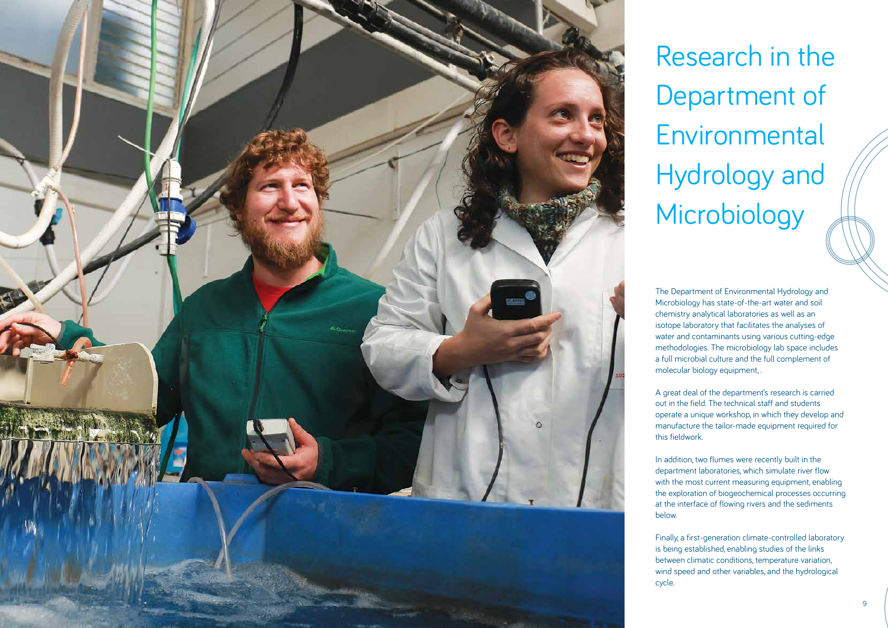# Research in the Department of Environmental Hydrology and Microbiology

The Department of Environmental Hydrology and Microbiology has state-of-the-art water and soil chemistry analytical laboratories as well as an isotope laboratory that facilitates the analyses of water and contaminants using various cutting-edge methodologies. The microbiology lab space includes a full microbial culture and the full complement of molecular biology equipment, .

A great deal of the department's research is carried out in the field. The technical staff and students operate a unique workshop, in which they develop and manufacture the tailor-made equipment required for this fieldwork.

In addition, two flumes were recently built in the department laboratories, which simulate river flow with the most current measuring equipment, enabling the exploration of biogeochemical processes occurring at the interface of flowing rivers and the sediments below.

Finally, a first-generation climate-controlled laboratory is being established, enabling studies of the links between climatic conditions, temperature variation, wind speed and other variables, and the hydrological cycle.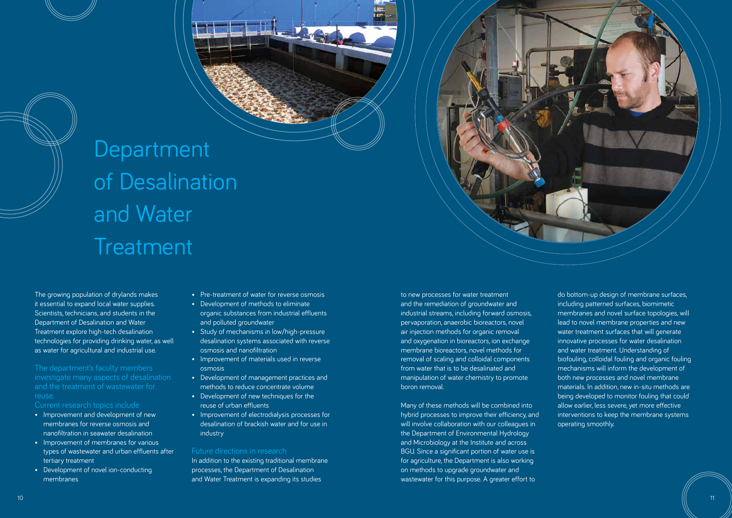# Department of Desalination and Water Treatment

The growing population of drylands makes it essential to expand local water supplies. Scientists, technicians, and students in the Department of Desalination and Water Treatment explore high-tech desalination technologies for providing drinking water, as well as water for agricultural and industrial use.

The department's faculty members investigate many aspects of desalination and the treatment of wastewater for reuse.

Current research topics include

- Improvement and development of new membranes for reverse osmosis and nanofiltration in seawater desalination
- Improvement of membranes for various types of wastewater and urban effluents after tertiary treatment
- Development of novel ion-conducting membranes
- Pre-treatment of water for reverse osmosis
- Development of methods to eliminate organic substances from industrial effluents and polluted groundwater
- Study of mechanisms in low/high-pressure desalination systems associated with reverse osmosis and nanofiltration
- Improvement of materials used in reverse osmosis
- Development of management practices and methods to reduce concentrate volume
- Development of new techniques for the reuse of urban effluents
- Improvement of electrodialysis processes for desalination of brackish water and for use in industry

## Future directions in research

In addition to the existing traditional membrane processes, the Department of Desalination and Water Treatment is expanding its studies to new processes for water treatment and the remediation of groundwater and industrial streams, including forward osmosis, pervaporation, anaerobic bioreactors, novel air injection methods for organic removal and oxygenation in bioreactors, ion exchange membrane bioreactors, novel methods for removal of scaling and colloidal components from water that is to be desalinated and manipulation of water chemistry to promote boron removal.

Many of these methods will be combined into hybrid processes to improve their efficiency, and will involve collaboration with our colleagues in the Department of Environmental Hydrology and Microbiology at the Institute and across BGU. Since a significant portion of water use is for agriculture, the Department is also working on methods to upgrade groundwater and wastewater for this purpose. A greater effort to do bottom-up design of membrane surfaces, including patterned surfaces, biomimetic membranes and novel surface topologies, will lead to novel membrane properties and new water treatment surfaces that will generate innovative processes for water desalination and water treatment. Understanding of biofouling, colloidal fouling and organic fouling mechanisms will inform the development of both new processes and novel membrane materials. In addition, new in-situ methods are being developed to monitor fouling that could allow earlier, less severe, yet more effective interventions to keep the membrane systems operating smoothly.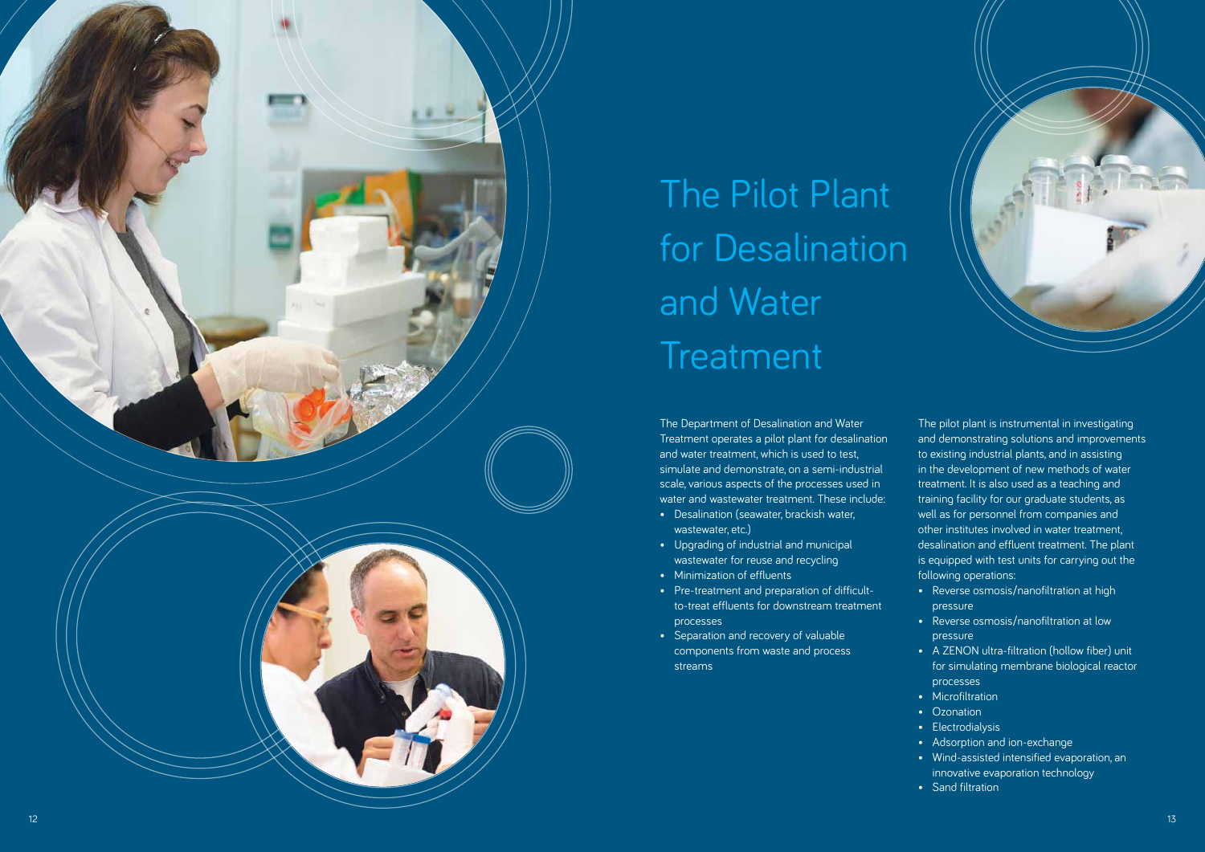# The Pilot Plant for Desalination and Water Treatment

The Department of Desalination and Water Treatment operates a pilot plant for desalination and water treatment, which is used to test, simulate and demonstrate, on a semi-industrial scale, various aspects of the processes used in water and wastewater treatment. These include:

- Desalination (seawater, brackish water, wastewater, etc.)
- Upgrading of industrial and municipal wastewater for reuse and recycling
- Minimization of effluents
- Pre-treatment and preparation of difficult-to-treat effluents for downstream treatment processes
- Separation and recovery of valuable components from waste and process streams

The pilot plant is instrumental in investigating and demonstrating solutions and improvements to existing industrial plants, and in assisting in the development of new methods of water treatment. It is also used as a teaching and training facility for our graduate students, as well as for personnel from companies and other institutes involved in water treatment, desalination and effluent treatment. The plant is equipped with test units for carrying out the following operations:

- Reverse osmosis/nanofiltration at high pressure
- Reverse osmosis/nanofiltration at low pressure
- A ZENON ultra-filtration (hollow fiber) unit for simulating membrane biological reactor processes
- Microfiltration
- Ozonation
- Electrodialysis
- Adsorption and ion-exchange
- Wind-assisted intensified evaporation, an innovative evaporation technology
- Sand filtration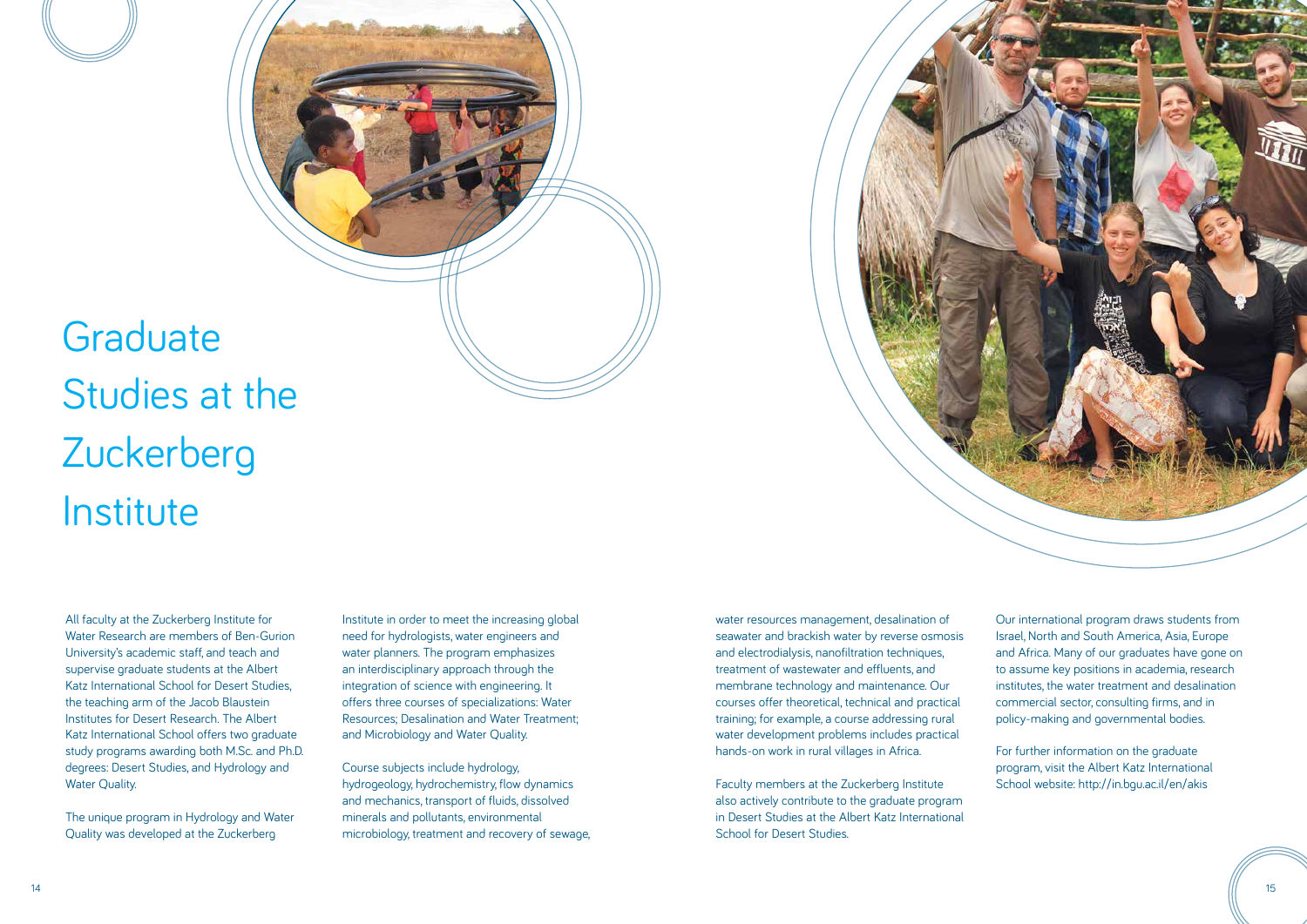# Graduate Studies at the Zuckerberg Institute

All faculty at the Zuckerberg Institute for Water Research are members of Ben-Gurion University's academic staff, and teach and supervise graduate students at the Albert Katz International School for Desert Studies, the teaching arm of the Jacob Blaustein Institutes for Desert Research. The Albert Katz International School offers two graduate study programs awarding both M.Sc. and Ph.D. degrees: Desert Studies, and Hydrology and Water Quality.

The unique program in Hydrology and Water Quality was developed at the Zuckerberg Institute in order to meet the increasing global need for hydrologists, water engineers and water planners. The program emphasizes an interdisciplinary approach through the integration of science with engineering. It offers three courses of specializations: Water Resources; Desalination and Water Treatment; and Microbiology and Water Quality.

Course subjects include hydrology, hydrogeology, hydrochemistry, flow dynamics and mechanics, transport of fluids, dissolved minerals and pollutants, environmental microbiology, treatment and recovery of sewage, water resources management, desalination of seawater and brackish water by reverse osmosis and electrodialysis, nanofiltration techniques, treatment of wastewater and effluents, and membrane technology and maintenance. Our courses offer theoretical, technical and practical training; for example, a course addressing rural water development problems includes practical hands-on work in rural villages in Africa.

Faculty members at the Zuckerberg Institute also actively contribute to the graduate program in Desert Studies at the Albert Katz International School for Desert Studies.

Our international program draws students from Israel, North and South America, Asia, Europe and Africa. Many of our graduates have gone on to assume key positions in academia, research institutes, the water treatment and desalination commercial sector, consulting firms, and in policy-making and governmental bodies.

For further information on the graduate program, visit the Albert Katz International School website: http://in.bgu.ac.il/en/akis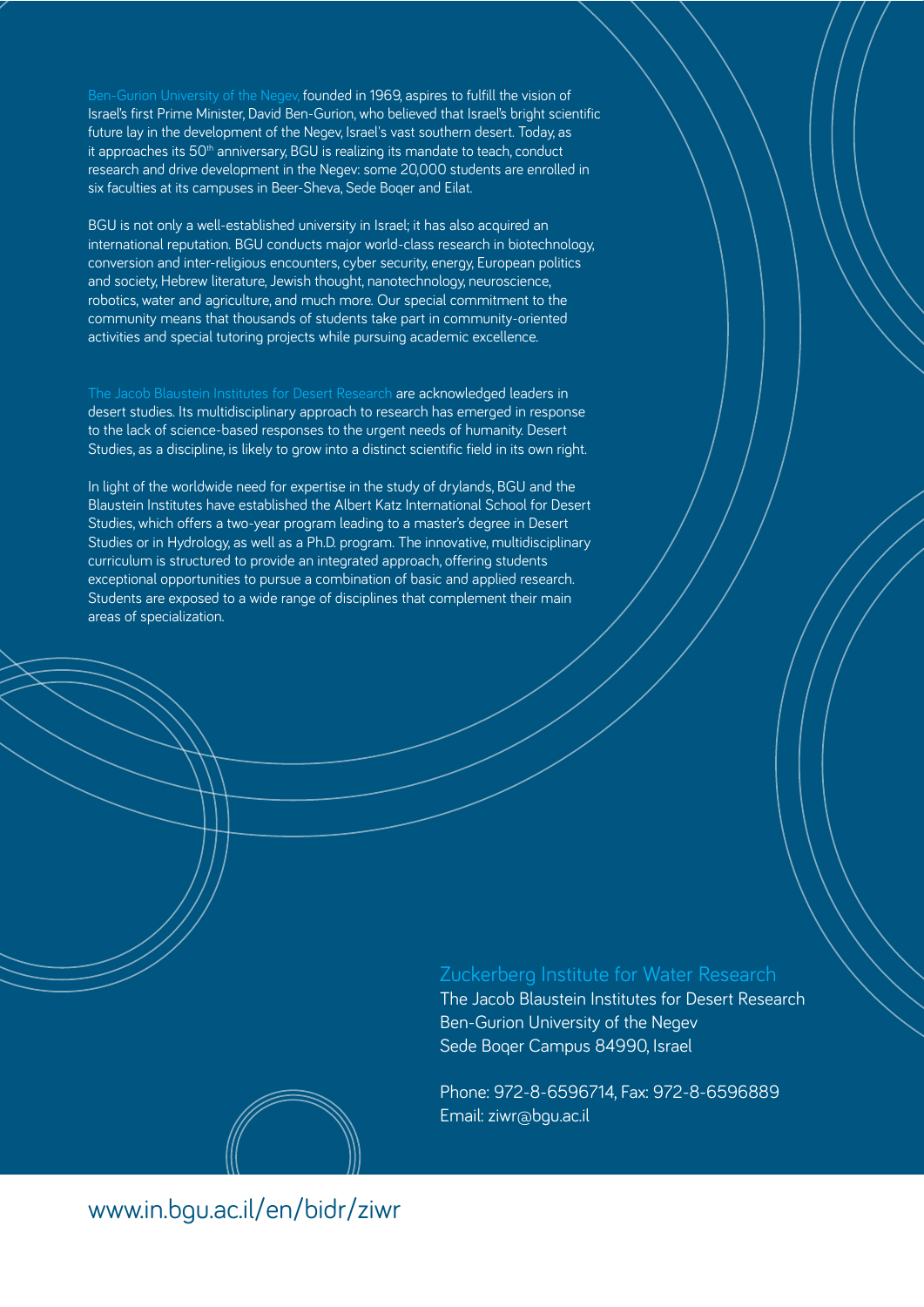Ben-Gurion University of the Negev, founded in 1969, aspires to fulfill the vision of Israel's first Prime Minister, David Ben-Gurion, who believed that Israel's bright scientific future lay in the development of the Negev, Israel's vast southern desert. Today, as it approaches its 50th anniversary, BGU is realizing its mandate to teach, conduct research and drive development in the Negev: some 20,000 students are enrolled in six faculties at its campuses in Beer-Sheva, Sede Boqer and Eilat.

BGU is not only a well-established university in Israel; it has also acquired an international reputation. BGU conducts major world-class research in biotechnology, conversion and inter-religious encounters, cyber security, energy, European politics and society, Hebrew literature, Jewish thought, nanotechnology, neuroscience, robotics, water and agriculture, and much more. Our special commitment to the community means that thousands of students take part in community-oriented activities and special tutoring projects while pursuing academic excellence.

The Jacob Blaustein Institutes for Desert Research are acknowledged leaders in desert studies. Its multidisciplinary approach to research has emerged in response to the lack of science-based responses to the urgent needs of humanity. Desert Studies, as a discipline, is likely to grow into a distinct scientific field in its own right.

In light of the worldwide need for expertise in the study of drylands, BGU and the Blaustein Institutes have established the Albert Katz International School for Desert Studies, which offers a two-year program leading to a master's degree in Desert Studies or in Hydrology, as well as a Ph.D. program. The innovative, multidisciplinary curriculum is structured to provide an integrated approach, offering students exceptional opportunities to pursue a combination of basic and applied research. Students are exposed to a wide range of disciplines that complement their main areas of specialization.

Zuckerberg Institute for Water Research
The Jacob Blaustein Institutes for Desert Research
Ben-Gurion University of the Negev
Sede Boqer Campus 84990, Israel

Phone: 972-8-6596714, Fax: 972-8-6596889
Email: ziwr@bgu.ac.il

www.in.bgu.ac.il/en/bidr/ziwr